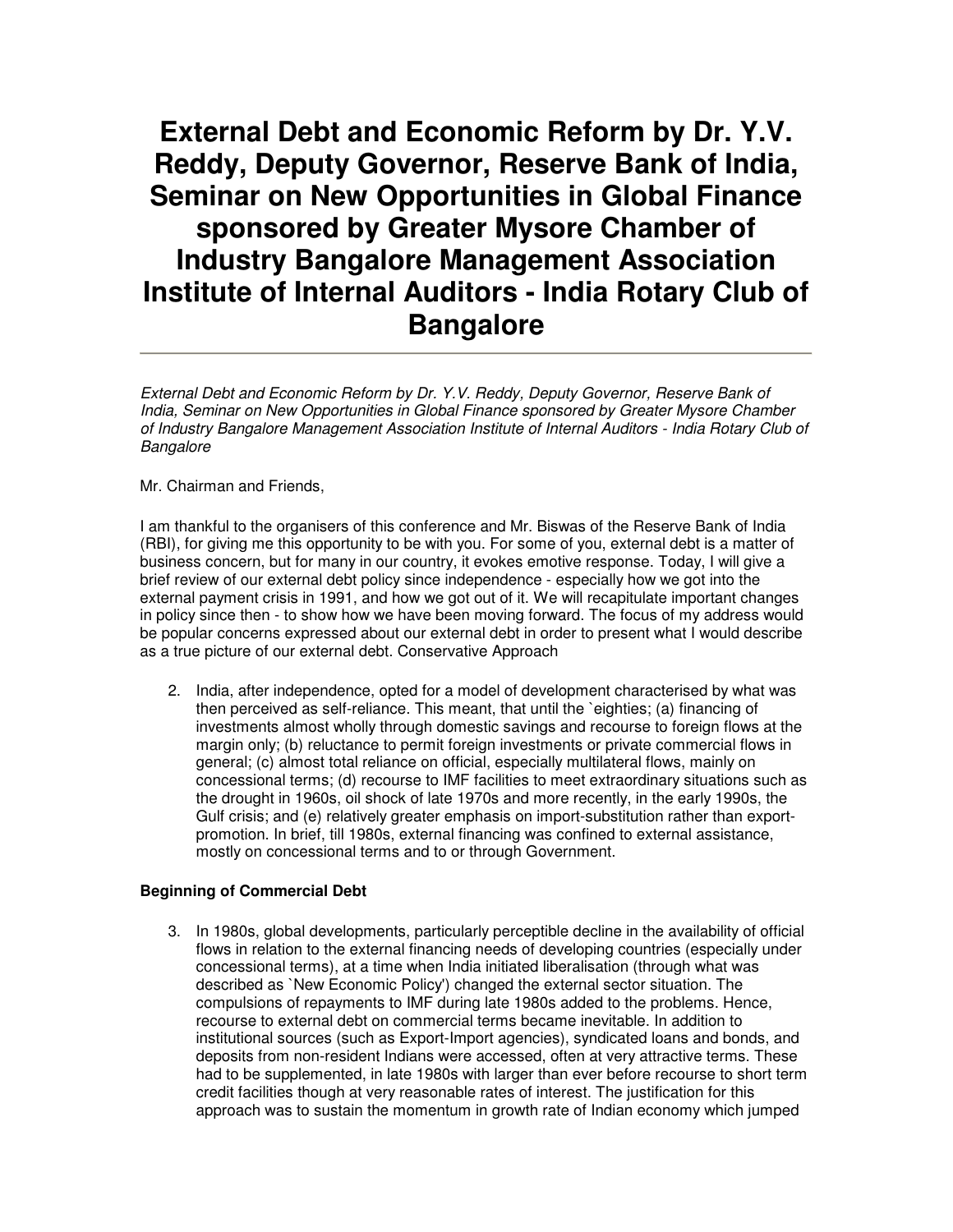# External Debt and Economic Reform by Dr. Y.V. Reddy, Deputy Governor, Reserve Bank of India, Seminar on New Opportunities in Global Finance sponsored by Greater Mysore Chamber of Industry Bangalore Management Association Institute of Internal Auditors - India Rotary Club of Bangalore

---

*External Debt and Economic Reform by Dr. Y.V. Reddy, Deputy Governor, Reserve Bank of India, Seminar on New Opportunities in Global Finance sponsored by Greater Mysore Chamber of Industry Bangalore Management Association Institute of Internal Auditors - India Rotary Club of Bangalore*

Mr. Chairman and Friends,

I am thankful to the organisers of this conference and Mr. Biswas of the Reserve Bank of India (RBI), for giving me this opportunity to be with you. For some of you, external debt is a matter of business concern, but for many in our country, it evokes emotive response. Today, I will give a brief review of our external debt policy since independence - especially how we got into the external payment crisis in 1991, and how we got out of it. We will recapitulate important changes in policy since then - to show how we have been moving forward. The focus of my address would be popular concerns expressed about our external debt in order to present what I would describe as a true picture of our external debt. Conservative Approach

2. India, after independence, opted for a model of development characterised by what was then perceived as self-reliance. This meant, that until the `eighties; (a) financing of investments almost wholly through domestic savings and recourse to foreign flows at the margin only; (b) reluctance to permit foreign investments or private commercial flows in general; (c) almost total reliance on official, especially multilateral flows, mainly on concessional terms; (d) recourse to IMF facilities to meet extraordinary situations such as the drought in 1960s, oil shock of late 1970s and more recently, in the early 1990s, the Gulf crisis; and (e) relatively greater emphasis on import-substitution rather than export-promotion. In brief, till 1980s, external financing was confined to external assistance, mostly on concessional terms and to or through Government.

**Beginning of Commercial Debt**

3. In 1980s, global developments, particularly perceptible decline in the availability of official flows in relation to the external financing needs of developing countries (especially under concessional terms), at a time when India initiated liberalisation (through what was described as `New Economic Policy') changed the external sector situation. The compulsions of repayments to IMF during late 1980s added to the problems. Hence, recourse to external debt on commercial terms became inevitable. In addition to institutional sources (such as Export-Import agencies), syndicated loans and bonds, and deposits from non-resident Indians were accessed, often at very attractive terms. These had to be supplemented, in late 1980s with larger than ever before recourse to short term credit facilities though at very reasonable rates of interest. The justification for this approach was to sustain the momentum in growth rate of Indian economy which jumped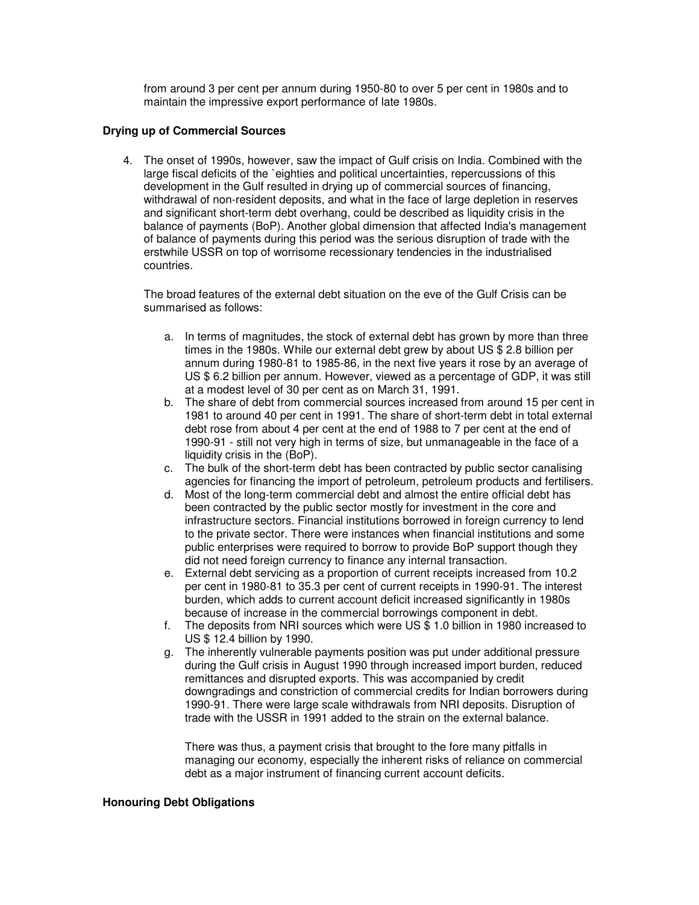from around 3 per cent per annum during 1950-80 to over 5 per cent in 1980s and to maintain the impressive export performance of late 1980s.

**Drying up of Commercial Sources**

4. The onset of 1990s, however, saw the impact of Gulf crisis on India. Combined with the large fiscal deficits of the `eighties and political uncertainties, repercussions of this development in the Gulf resulted in drying up of commercial sources of financing, withdrawal of non-resident deposits, and what in the face of large depletion in reserves and significant short-term debt overhang, could be described as liquidity crisis in the balance of payments (BoP). Another global dimension that affected India's management of balance of payments during this period was the serious disruption of trade with the erstwhile USSR on top of worrisome recessionary tendencies in the industrialised countries.

   The broad features of the external debt situation on the eve of the Gulf Crisis can be summarised as follows:

   a. In terms of magnitudes, the stock of external debt has grown by more than three times in the 1980s. While our external debt grew by about US $ 2.8 billion per annum during 1980-81 to 1985-86, in the next five years it rose by an average of US $ 6.2 billion per annum. However, viewed as a percentage of GDP, it was still at a modest level of 30 per cent as on March 31, 1991.
   b. The share of debt from commercial sources increased from around 15 per cent in 1981 to around 40 per cent in 1991. The share of short-term debt in total external debt rose from about 4 per cent at the end of 1988 to 7 per cent at the end of 1990-91 - still not very high in terms of size, but unmanageable in the face of a liquidity crisis in the (BoP).
   c. The bulk of the short-term debt has been contracted by public sector canalising agencies for financing the import of petroleum, petroleum products and fertilisers.
   d. Most of the long-term commercial debt and almost the entire official debt has been contracted by the public sector mostly for investment in the core and infrastructure sectors. Financial institutions borrowed in foreign currency to lend to the private sector. There were instances when financial institutions and some public enterprises were required to borrow to provide BoP support though they did not need foreign currency to finance any internal transaction.
   e. External debt servicing as a proportion of current receipts increased from 10.2 per cent in 1980-81 to 35.3 per cent of current receipts in 1990-91. The interest burden, which adds to current account deficit increased significantly in 1980s because of increase in the commercial borrowings component in debt.
   f. The deposits from NRI sources which were US $ 1.0 billion in 1980 increased to US $ 12.4 billion by 1990.
   g. The inherently vulnerable payments position was put under additional pressure during the Gulf crisis in August 1990 through increased import burden, reduced remittances and disrupted exports. This was accompanied by credit downgradings and constriction of commercial credits for Indian borrowers during 1990-91. There were large scale withdrawals from NRI deposits. Disruption of trade with the USSR in 1991 added to the strain on the external balance.

      There was thus, a payment crisis that brought to the fore many pitfalls in managing our economy, especially the inherent risks of reliance on commercial debt as a major instrument of financing current account deficits.

**Honouring Debt Obligations**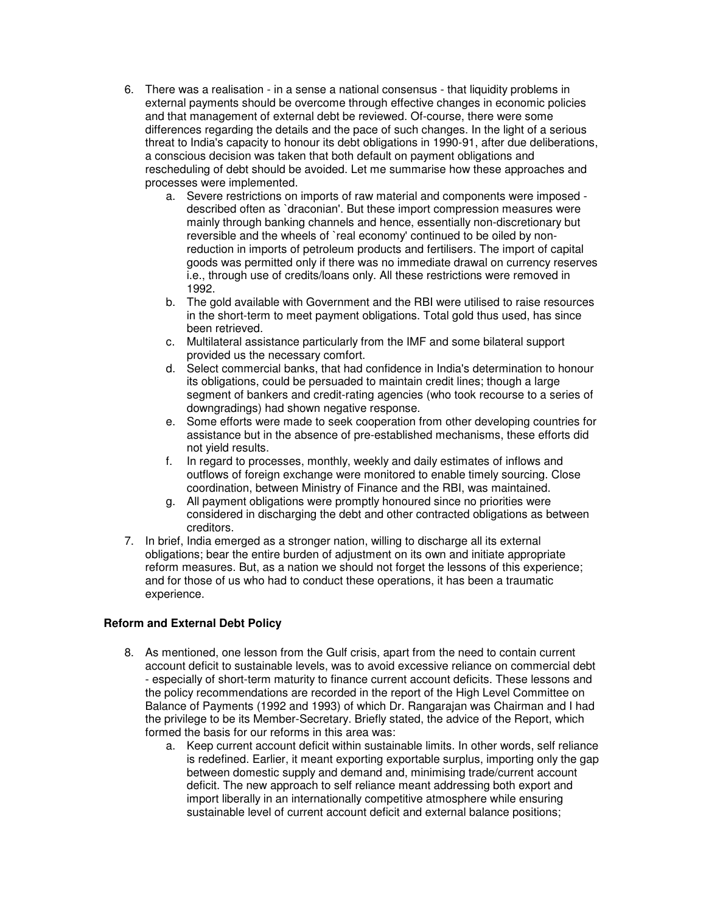6. There was a realisation - in a sense a national consensus - that liquidity problems in external payments should be overcome through effective changes in economic policies and that management of external debt be reviewed. Of-course, there were some differences regarding the details and the pace of such changes. In the light of a serious threat to India's capacity to honour its debt obligations in 1990-91, after due deliberations, a conscious decision was taken that both default on payment obligations and rescheduling of debt should be avoided. Let me summarise how these approaches and processes were implemented.
    a. Severe restrictions on imports of raw material and components were imposed - described often as `draconian'. But these import compression measures were mainly through banking channels and hence, essentially non-discretionary but reversible and the wheels of `real economy' continued to be oiled by non-reduction in imports of petroleum products and fertilisers. The import of capital goods was permitted only if there was no immediate drawal on currency reserves i.e., through use of credits/loans only. All these restrictions were removed in 1992.
    b. The gold available with Government and the RBI were utilised to raise resources in the short-term to meet payment obligations. Total gold thus used, has since been retrieved.
    c. Multilateral assistance particularly from the IMF and some bilateral support provided us the necessary comfort.
    d. Select commercial banks, that had confidence in India's determination to honour its obligations, could be persuaded to maintain credit lines; though a large segment of bankers and credit-rating agencies (who took recourse to a series of downgradings) had shown negative response.
    e. Some efforts were made to seek cooperation from other developing countries for assistance but in the absence of pre-established mechanisms, these efforts did not yield results.
    f. In regard to processes, monthly, weekly and daily estimates of inflows and outflows of foreign exchange were monitored to enable timely sourcing. Close coordination, between Ministry of Finance and the RBI, was maintained.
    g. All payment obligations were promptly honoured since no priorities were considered in discharging the debt and other contracted obligations as between creditors.
7. In brief, India emerged as a stronger nation, willing to discharge all its external obligations; bear the entire burden of adjustment on its own and initiate appropriate reform measures. But, as a nation we should not forget the lessons of this experience; and for those of us who had to conduct these operations, it has been a traumatic experience.

**Reform and External Debt Policy**

8. As mentioned, one lesson from the Gulf crisis, apart from the need to contain current account deficit to sustainable levels, was to avoid excessive reliance on commercial debt - especially of short-term maturity to finance current account deficits. These lessons and the policy recommendations are recorded in the report of the High Level Committee on Balance of Payments (1992 and 1993) of which Dr. Rangarajan was Chairman and I had the privilege to be its Member-Secretary. Briefly stated, the advice of the Report, which formed the basis for our reforms in this area was:
    a. Keep current account deficit within sustainable limits. In other words, self reliance is redefined. Earlier, it meant exporting exportable surplus, importing only the gap between domestic supply and demand and, minimising trade/current account deficit. The new approach to self reliance meant addressing both export and import liberally in an internationally competitive atmosphere while ensuring sustainable level of current account deficit and external balance positions;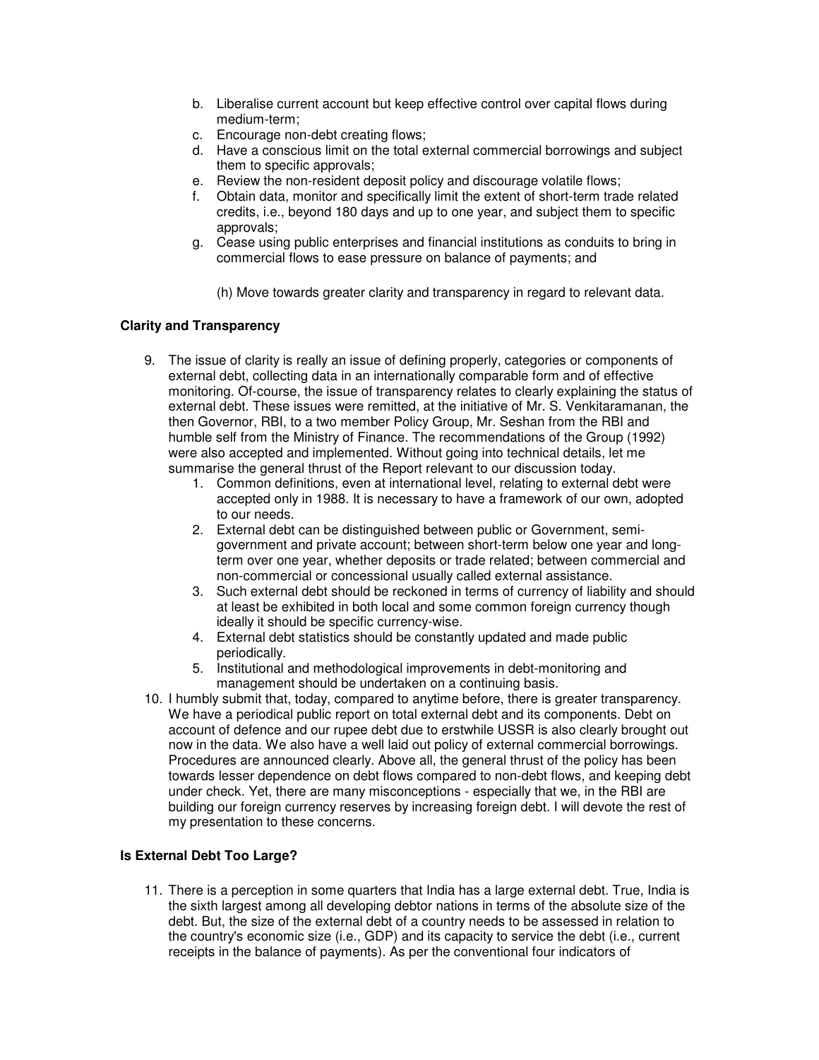b. Liberalise current account but keep effective control over capital flows during medium-term;
c. Encourage non-debt creating flows;
d. Have a conscious limit on the total external commercial borrowings and subject them to specific approvals;
e. Review the non-resident deposit policy and discourage volatile flows;
f. Obtain data, monitor and specifically limit the extent of short-term trade related credits, i.e., beyond 180 days and up to one year, and subject them to specific approvals;
g. Cease using public enterprises and financial institutions as conduits to bring in commercial flows to ease pressure on balance of payments; and

(h) Move towards greater clarity and transparency in regard to relevant data.

**Clarity and Transparency**

9. The issue of clarity is really an issue of defining properly, categories or components of external debt, collecting data in an internationally comparable form and of effective monitoring. Of-course, the issue of transparency relates to clearly explaining the status of external debt. These issues were remitted, at the initiative of Mr. S. Venkitaramanan, the then Governor, RBI, to a two member Policy Group, Mr. Seshan from the RBI and humble self from the Ministry of Finance. The recommendations of the Group (1992) were also accepted and implemented. Without going into technical details, let me summarise the general thrust of the Report relevant to our discussion today.
    1. Common definitions, even at international level, relating to external debt were accepted only in 1988. It is necessary to have a framework of our own, adopted to our needs.
    2. External debt can be distinguished between public or Government, semi-government and private account; between short-term below one year and long-term over one year, whether deposits or trade related; between commercial and non-commercial or concessional usually called external assistance.
    3. Such external debt should be reckoned in terms of currency of liability and should at least be exhibited in both local and some common foreign currency though ideally it should be specific currency-wise.
    4. External debt statistics should be constantly updated and made public periodically.
    5. Institutional and methodological improvements in debt-monitoring and management should be undertaken on a continuing basis.
10. I humbly submit that, today, compared to anytime before, there is greater transparency. We have a periodical public report on total external debt and its components. Debt on account of defence and our rupee debt due to erstwhile USSR is also clearly brought out now in the data. We also have a well laid out policy of external commercial borrowings. Procedures are announced clearly. Above all, the general thrust of the policy has been towards lesser dependence on debt flows compared to non-debt flows, and keeping debt under check. Yet, there are many misconceptions - especially that we, in the RBI are building our foreign currency reserves by increasing foreign debt. I will devote the rest of my presentation to these concerns.

**Is External Debt Too Large?**

11. There is a perception in some quarters that India has a large external debt. True, India is the sixth largest among all developing debtor nations in terms of the absolute size of the debt. But, the size of the external debt of a country needs to be assessed in relation to the country's economic size (i.e., GDP) and its capacity to service the debt (i.e., current receipts in the balance of payments). As per the conventional four indicators of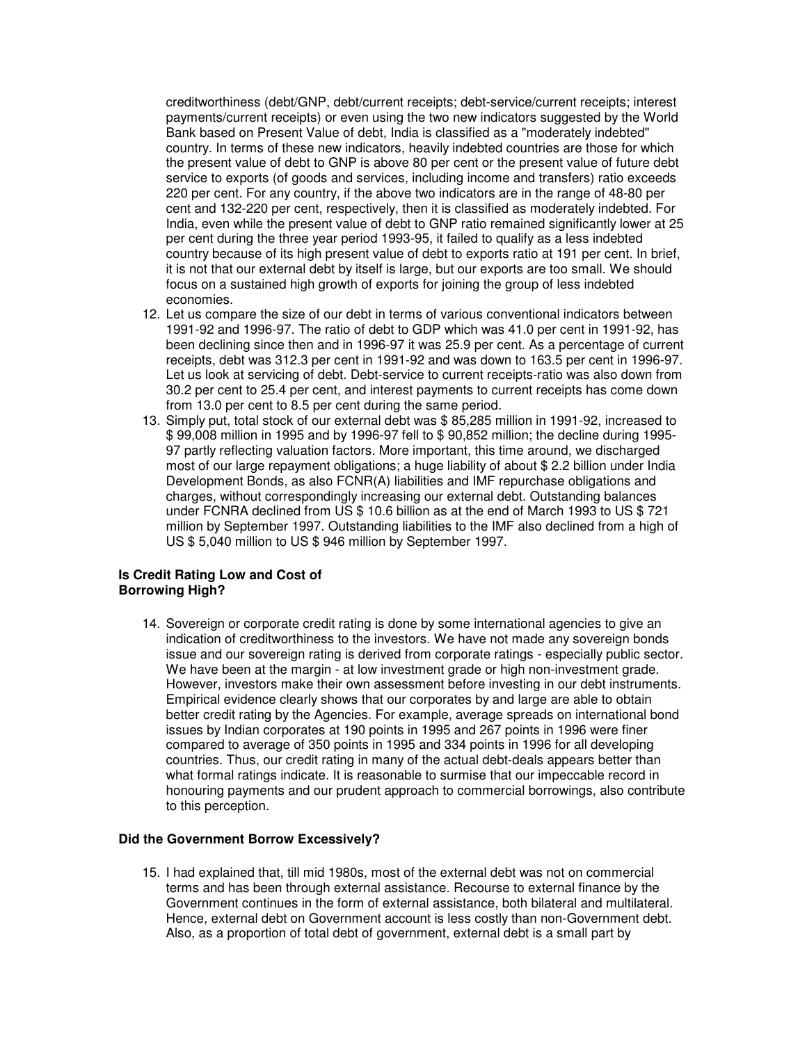creditworthiness (debt/GNP, debt/current receipts; debt-service/current receipts; interest payments/current receipts) or even using the two new indicators suggested by the World Bank based on Present Value of debt, India is classified as a "moderately indebted" country. In terms of these new indicators, heavily indebted countries are those for which the present value of debt to GNP is above 80 per cent or the present value of future debt service to exports (of goods and services, including income and transfers) ratio exceeds 220 per cent. For any country, if the above two indicators are in the range of 48-80 per cent and 132-220 per cent, respectively, then it is classified as moderately indebted. For India, even while the present value of debt to GNP ratio remained significantly lower at 25 per cent during the three year period 1993-95, it failed to qualify as a less indebted country because of its high present value of debt to exports ratio at 191 per cent. In brief, it is not that our external debt by itself is large, but our exports are too small. We should focus on a sustained high growth of exports for joining the group of less indebted economies.

12. Let us compare the size of our debt in terms of various conventional indicators between 1991-92 and 1996-97. The ratio of debt to GDP which was 41.0 per cent in 1991-92, has been declining since then and in 1996-97 it was 25.9 per cent. As a percentage of current receipts, debt was 312.3 per cent in 1991-92 and was down to 163.5 per cent in 1996-97. Let us look at servicing of debt. Debt-service to current receipts-ratio was also down from 30.2 per cent to 25.4 per cent, and interest payments to current receipts has come down from 13.0 per cent to 8.5 per cent during the same period.
13. Simply put, total stock of our external debt was $ 85,285 million in 1991-92, increased to $ 99,008 million in 1995 and by 1996-97 fell to $ 90,852 million; the decline during 1995-97 partly reflecting valuation factors. More important, this time around, we discharged most of our large repayment obligations; a huge liability of about $ 2.2 billion under India Development Bonds, as also FCNR(A) liabilities and IMF repurchase obligations and charges, without correspondingly increasing our external debt. Outstanding balances under FCNRA declined from US $ 10.6 billion as at the end of March 1993 to US $ 721 million by September 1997. Outstanding liabilities to the IMF also declined from a high of US $ 5,040 million to US $ 946 million by September 1997.

### Is Credit Rating Low and Cost of Borrowing High?

14. Sovereign or corporate credit rating is done by some international agencies to give an indication of creditworthiness to the investors. We have not made any sovereign bonds issue and our sovereign rating is derived from corporate ratings - especially public sector. We have been at the margin - at low investment grade or high non-investment grade. However, investors make their own assessment before investing in our debt instruments. Empirical evidence clearly shows that our corporates by and large are able to obtain better credit rating by the Agencies. For example, average spreads on international bond issues by Indian corporates at 190 points in 1995 and 267 points in 1996 were finer compared to average of 350 points in 1995 and 334 points in 1996 for all developing countries. Thus, our credit rating in many of the actual debt-deals appears better than what formal ratings indicate. It is reasonable to surmise that our impeccable record in honouring payments and our prudent approach to commercial borrowings, also contribute to this perception.

### Did the Government Borrow Excessively?

15. I had explained that, till mid 1980s, most of the external debt was not on commercial terms and has been through external assistance. Recourse to external finance by the Government continues in the form of external assistance, both bilateral and multilateral. Hence, external debt on Government account is less costly than non-Government debt. Also, as a proportion of total debt of government, external debt is a small part by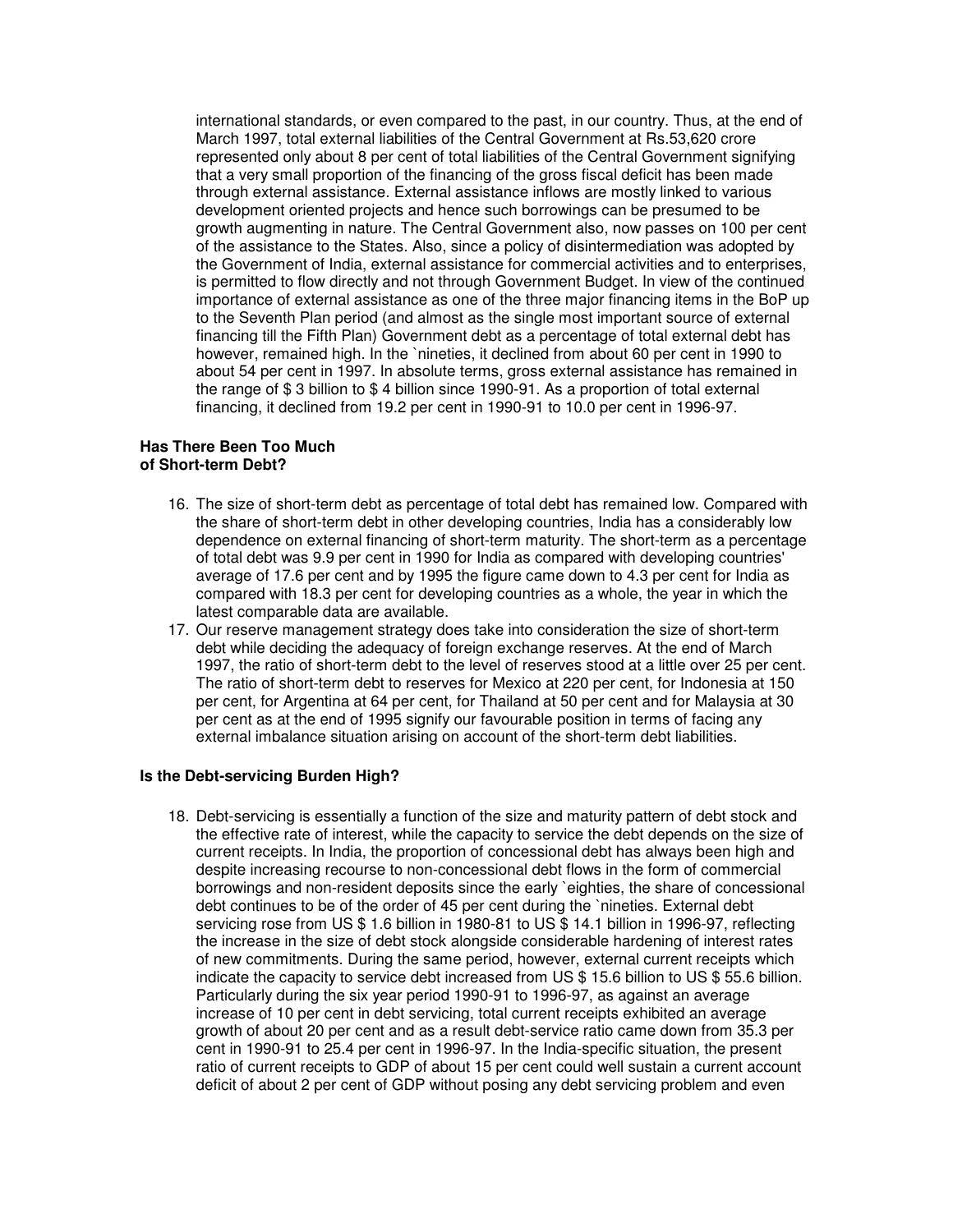international standards, or even compared to the past, in our country. Thus, at the end of March 1997, total external liabilities of the Central Government at Rs.53,620 crore represented only about 8 per cent of total liabilities of the Central Government signifying that a very small proportion of the financing of the gross fiscal deficit has been made through external assistance. External assistance inflows are mostly linked to various development oriented projects and hence such borrowings can be presumed to be growth augmenting in nature. The Central Government also, now passes on 100 per cent of the assistance to the States. Also, since a policy of disintermediation was adopted by the Government of India, external assistance for commercial activities and to enterprises, is permitted to flow directly and not through Government Budget. In view of the continued importance of external assistance as one of the three major financing items in the BoP up to the Seventh Plan period (and almost as the single most important source of external financing till the Fifth Plan) Government debt as a percentage of total external debt has however, remained high. In the `nineties, it declined from about 60 per cent in 1990 to about 54 per cent in 1997. In absolute terms, gross external assistance has remained in the range of $ 3 billion to $ 4 billion since 1990-91. As a proportion of total external financing, it declined from 19.2 per cent in 1990-91 to 10.0 per cent in 1996-97.

**Has There Been Too Much of Short-term Debt?**

16. The size of short-term debt as percentage of total debt has remained low. Compared with the share of short-term debt in other developing countries, India has a considerably low dependence on external financing of short-term maturity. The short-term as a percentage of total debt was 9.9 per cent in 1990 for India as compared with developing countries' average of 17.6 per cent and by 1995 the figure came down to 4.3 per cent for India as compared with 18.3 per cent for developing countries as a whole, the year in which the latest comparable data are available.
17. Our reserve management strategy does take into consideration the size of short-term debt while deciding the adequacy of foreign exchange reserves. At the end of March 1997, the ratio of short-term debt to the level of reserves stood at a little over 25 per cent. The ratio of short-term debt to reserves for Mexico at 220 per cent, for Indonesia at 150 per cent, for Argentina at 64 per cent, for Thailand at 50 per cent and for Malaysia at 30 per cent as at the end of 1995 signify our favourable position in terms of facing any external imbalance situation arising on account of the short-term debt liabilities.

**Is the Debt-servicing Burden High?**

18. Debt-servicing is essentially a function of the size and maturity pattern of debt stock and the effective rate of interest, while the capacity to service the debt depends on the size of current receipts. In India, the proportion of concessional debt has always been high and despite increasing recourse to non-concessional debt flows in the form of commercial borrowings and non-resident deposits since the early `eighties, the share of concessional debt continues to be of the order of 45 per cent during the `nineties. External debt servicing rose from US $ 1.6 billion in 1980-81 to US $ 14.1 billion in 1996-97, reflecting the increase in the size of debt stock alongside considerable hardening of interest rates of new commitments. During the same period, however, external current receipts which indicate the capacity to service debt increased from US $ 15.6 billion to US $ 55.6 billion. Particularly during the six year period 1990-91 to 1996-97, as against an average increase of 10 per cent in debt servicing, total current receipts exhibited an average growth of about 20 per cent and as a result debt-service ratio came down from 35.3 per cent in 1990-91 to 25.4 per cent in 1996-97. In the India-specific situation, the present ratio of current receipts to GDP of about 15 per cent could well sustain a current account deficit of about 2 per cent of GDP without posing any debt servicing problem and even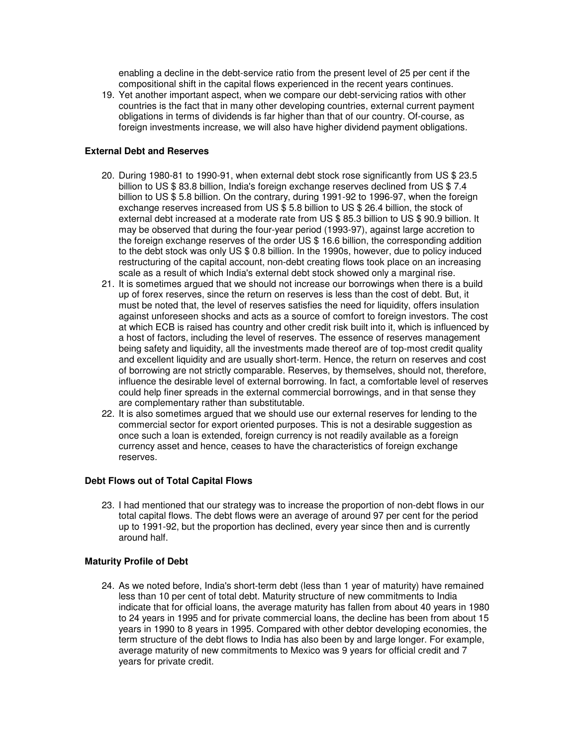enabling a decline in the debt-service ratio from the present level of 25 per cent if the compositional shift in the capital flows experienced in the recent years continues.

19. Yet another important aspect, when we compare our debt-servicing ratios with other countries is the fact that in many other developing countries, external current payment obligations in terms of dividends is far higher than that of our country. Of-course, as foreign investments increase, we will also have higher dividend payment obligations.

### External Debt and Reserves

20. During 1980-81 to 1990-91, when external debt stock rose significantly from US $ 23.5 billion to US $ 83.8 billion, India's foreign exchange reserves declined from US $ 7.4 billion to US $ 5.8 billion. On the contrary, during 1991-92 to 1996-97, when the foreign exchange reserves increased from US $ 5.8 billion to US $ 26.4 billion, the stock of external debt increased at a moderate rate from US $ 85.3 billion to US $ 90.9 billion. It may be observed that during the four-year period (1993-97), against large accretion to the foreign exchange reserves of the order US $ 16.6 billion, the corresponding addition to the debt stock was only US $ 0.8 billion. In the 1990s, however, due to policy induced restructuring of the capital account, non-debt creating flows took place on an increasing scale as a result of which India's external debt stock showed only a marginal rise.
21. It is sometimes argued that we should not increase our borrowings when there is a build up of forex reserves, since the return on reserves is less than the cost of debt. But, it must be noted that, the level of reserves satisfies the need for liquidity, offers insulation against unforeseen shocks and acts as a source of comfort to foreign investors. The cost at which ECB is raised has country and other credit risk built into it, which is influenced by a host of factors, including the level of reserves. The essence of reserves management being safety and liquidity, all the investments made thereof are of top-most credit quality and excellent liquidity and are usually short-term. Hence, the return on reserves and cost of borrowing are not strictly comparable. Reserves, by themselves, should not, therefore, influence the desirable level of external borrowing. In fact, a comfortable level of reserves could help finer spreads in the external commercial borrowings, and in that sense they are complementary rather than substitutable.
22. It is also sometimes argued that we should use our external reserves for lending to the commercial sector for export oriented purposes. This is not a desirable suggestion as once such a loan is extended, foreign currency is not readily available as a foreign currency asset and hence, ceases to have the characteristics of foreign exchange reserves.

### Debt Flows out of Total Capital Flows

23. I had mentioned that our strategy was to increase the proportion of non-debt flows in our total capital flows. The debt flows were an average of around 97 per cent for the period up to 1991-92, but the proportion has declined, every year since then and is currently around half.

### Maturity Profile of Debt

24. As we noted before, India's short-term debt (less than 1 year of maturity) have remained less than 10 per cent of total debt. Maturity structure of new commitments to India indicate that for official loans, the average maturity has fallen from about 40 years in 1980 to 24 years in 1995 and for private commercial loans, the decline has been from about 15 years in 1990 to 8 years in 1995. Compared with other debtor developing economies, the term structure of the debt flows to India has also been by and large longer. For example, average maturity of new commitments to Mexico was 9 years for official credit and 7 years for private credit.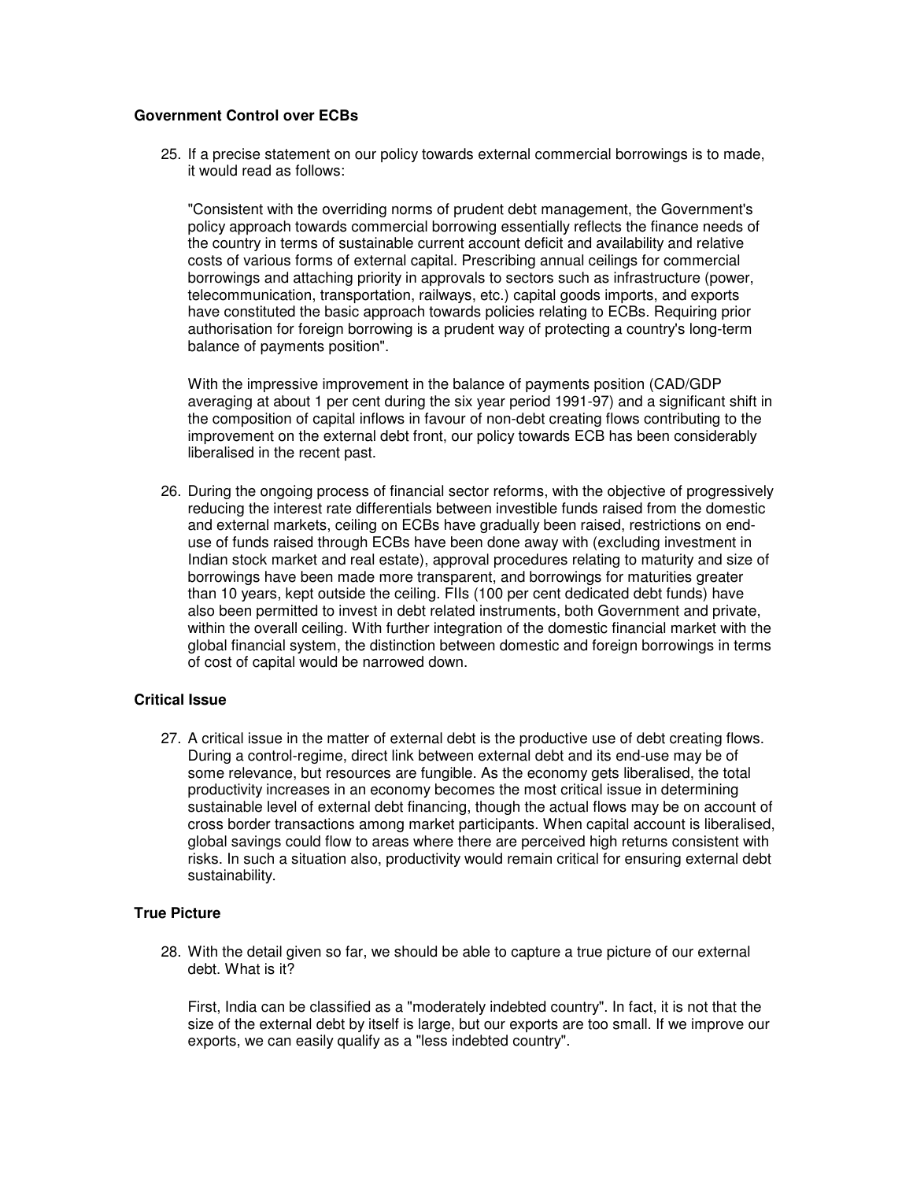### Government Control over ECBs

25. If a precise statement on our policy towards external commercial borrowings is to made, it would read as follows:

   "Consistent with the overriding norms of prudent debt management, the Government's policy approach towards commercial borrowing essentially reflects the finance needs of the country in terms of sustainable current account deficit and availability and relative costs of various forms of external capital. Prescribing annual ceilings for commercial borrowings and attaching priority in approvals to sectors such as infrastructure (power, telecommunication, transportation, railways, etc.) capital goods imports, and exports have constituted the basic approach towards policies relating to ECBs. Requiring prior authorisation for foreign borrowing is a prudent way of protecting a country's long-term balance of payments position".

   With the impressive improvement in the balance of payments position (CAD/GDP averaging at about 1 per cent during the six year period 1991-97) and a significant shift in the composition of capital inflows in favour of non-debt creating flows contributing to the improvement on the external debt front, our policy towards ECB has been considerably liberalised in the recent past.

26. During the ongoing process of financial sector reforms, with the objective of progressively reducing the interest rate differentials between investible funds raised from the domestic and external markets, ceiling on ECBs have gradually been raised, restrictions on end-use of funds raised through ECBs have been done away with (excluding investment in Indian stock market and real estate), approval procedures relating to maturity and size of borrowings have been made more transparent, and borrowings for maturities greater than 10 years, kept outside the ceiling. FIIs (100 per cent dedicated debt funds) have also been permitted to invest in debt related instruments, both Government and private, within the overall ceiling. With further integration of the domestic financial market with the global financial system, the distinction between domestic and foreign borrowings in terms of cost of capital would be narrowed down.

### Critical Issue

27. A critical issue in the matter of external debt is the productive use of debt creating flows. During a control-regime, direct link between external debt and its end-use may be of some relevance, but resources are fungible. As the economy gets liberalised, the total productivity increases in an economy becomes the most critical issue in determining sustainable level of external debt financing, though the actual flows may be on account of cross border transactions among market participants. When capital account is liberalised, global savings could flow to areas where there are perceived high returns consistent with risks. In such a situation also, productivity would remain critical for ensuring external debt sustainability.

### True Picture

28. With the detail given so far, we should be able to capture a true picture of our external debt. What is it?

   First, India can be classified as a "moderately indebted country". In fact, it is not that the size of the external debt by itself is large, but our exports are too small. If we improve our exports, we can easily qualify as a "less indebted country".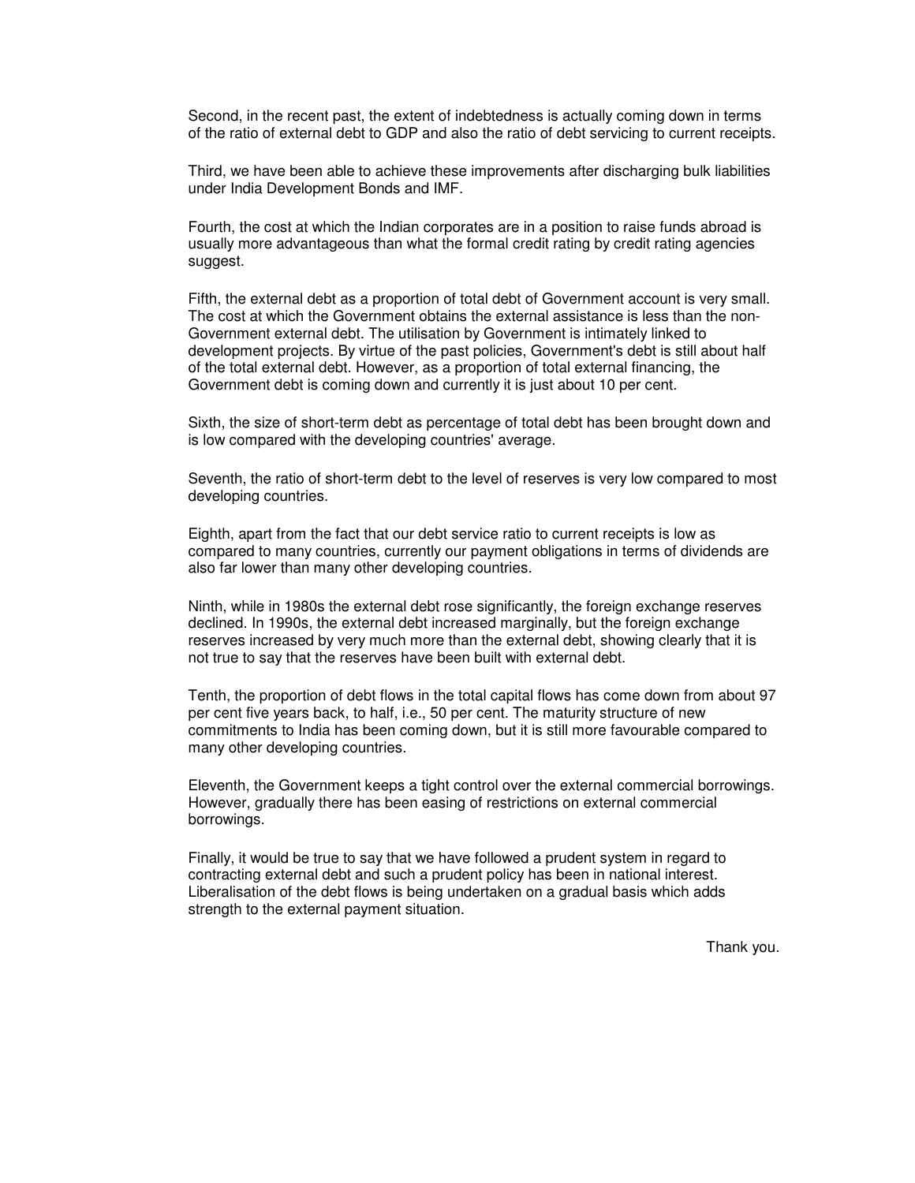Second, in the recent past, the extent of indebtedness is actually coming down in terms of the ratio of external debt to GDP and also the ratio of debt servicing to current receipts.

Third, we have been able to achieve these improvements after discharging bulk liabilities under India Development Bonds and IMF.

Fourth, the cost at which the Indian corporates are in a position to raise funds abroad is usually more advantageous than what the formal credit rating by credit rating agencies suggest.

Fifth, the external debt as a proportion of total debt of Government account is very small. The cost at which the Government obtains the external assistance is less than the non-Government external debt. The utilisation by Government is intimately linked to development projects. By virtue of the past policies, Government's debt is still about half of the total external debt. However, as a proportion of total external financing, the Government debt is coming down and currently it is just about 10 per cent.

Sixth, the size of short-term debt as percentage of total debt has been brought down and is low compared with the developing countries' average.

Seventh, the ratio of short-term debt to the level of reserves is very low compared to most developing countries.

Eighth, apart from the fact that our debt service ratio to current receipts is low as compared to many countries, currently our payment obligations in terms of dividends are also far lower than many other developing countries.

Ninth, while in 1980s the external debt rose significantly, the foreign exchange reserves declined. In 1990s, the external debt increased marginally, but the foreign exchange reserves increased by very much more than the external debt, showing clearly that it is not true to say that the reserves have been built with external debt.

Tenth, the proportion of debt flows in the total capital flows has come down from about 97 per cent five years back, to half, i.e., 50 per cent. The maturity structure of new commitments to India has been coming down, but it is still more favourable compared to many other developing countries.

Eleventh, the Government keeps a tight control over the external commercial borrowings. However, gradually there has been easing of restrictions on external commercial borrowings.

Finally, it would be true to say that we have followed a prudent system in regard to contracting external debt and such a prudent policy has been in national interest. Liberalisation of the debt flows is being undertaken on a gradual basis which adds strength to the external payment situation.

Thank you.